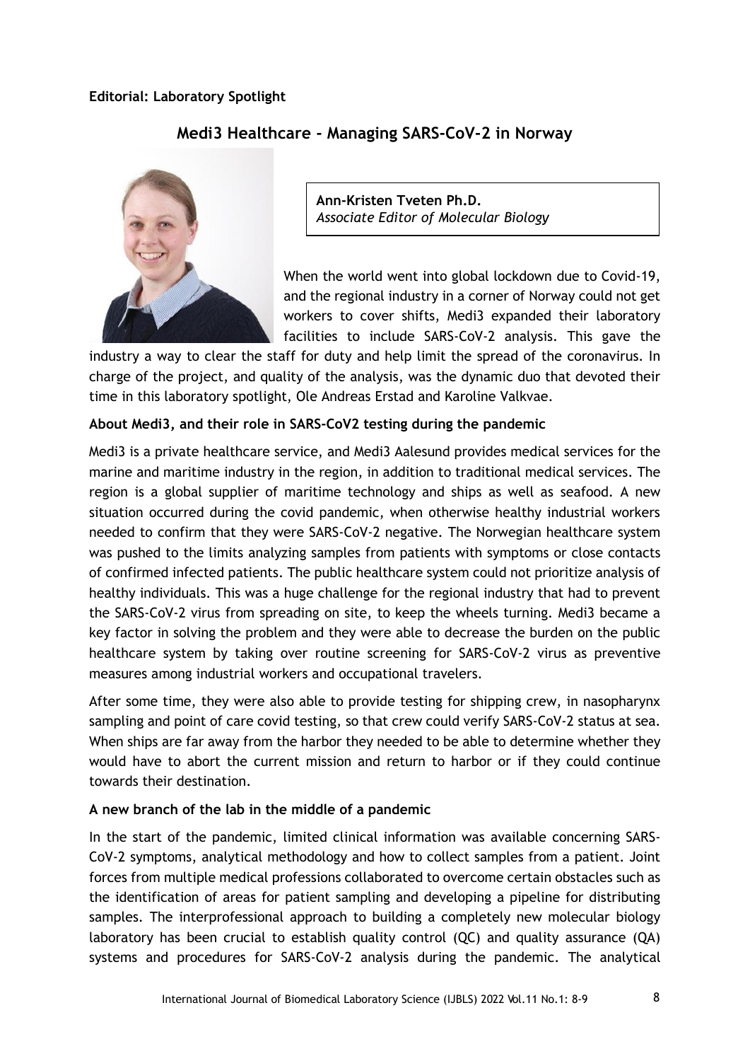**Editorial: Laboratory Spotlight**

# Medi3 Healthcare - Managing SARS-CoV-2 in Norway

**Ann-Kristen Tveten Ph.D.**
*Associate Editor of Molecular Biology*

When the world went into global lockdown due to Covid-19, and the regional industry in a corner of Norway could not get workers to cover shifts, Medi3 expanded their laboratory facilities to include SARS-CoV-2 analysis. This gave the industry a way to clear the staff for duty and help limit the spread of the coronavirus. In charge of the project, and quality of the analysis, was the dynamic duo that devoted their time in this laboratory spotlight, Ole Andreas Erstad and Karoline Valkvae.

## About Medi3, and their role in SARS-CoV2 testing during the pandemic

Medi3 is a private healthcare service, and Medi3 Aalesund provides medical services for the marine and maritime industry in the region, in addition to traditional medical services. The region is a global supplier of maritime technology and ships as well as seafood. A new situation occurred during the covid pandemic, when otherwise healthy industrial workers needed to confirm that they were SARS-CoV-2 negative. The Norwegian healthcare system was pushed to the limits analyzing samples from patients with symptoms or close contacts of confirmed infected patients. The public healthcare system could not prioritize analysis of healthy individuals. This was a huge challenge for the regional industry that had to prevent the SARS-CoV-2 virus from spreading on site, to keep the wheels turning. Medi3 became a key factor in solving the problem and they were able to decrease the burden on the public healthcare system by taking over routine screening for SARS-CoV-2 virus as preventive measures among industrial workers and occupational travelers.

After some time, they were also able to provide testing for shipping crew, in nasopharynx sampling and point of care covid testing, so that crew could verify SARS-CoV-2 status at sea. When ships are far away from the harbor they needed to be able to determine whether they would have to abort the current mission and return to harbor or if they could continue towards their destination.

## A new branch of the lab in the middle of a pandemic

In the start of the pandemic, limited clinical information was available concerning SARS-CoV-2 symptoms, analytical methodology and how to collect samples from a patient. Joint forces from multiple medical professions collaborated to overcome certain obstacles such as the identification of areas for patient sampling and developing a pipeline for distributing samples. The interprofessional approach to building a completely new molecular biology laboratory has been crucial to establish quality control (QC) and quality assurance (QA) systems and procedures for SARS-CoV-2 analysis during the pandemic. The analytical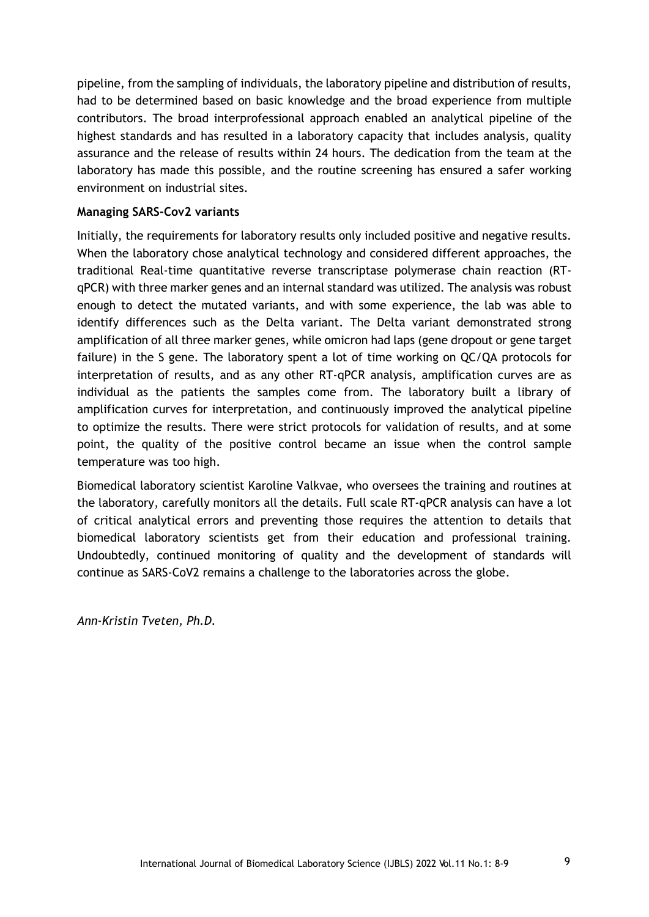pipeline, from the sampling of individuals, the laboratory pipeline and distribution of results, had to be determined based on basic knowledge and the broad experience from multiple contributors. The broad interprofessional approach enabled an analytical pipeline of the highest standards and has resulted in a laboratory capacity that includes analysis, quality assurance and the release of results within 24 hours. The dedication from the team at the laboratory has made this possible, and the routine screening has ensured a safer working environment on industrial sites.

**Managing SARS-Cov2 variants**

Initially, the requirements for laboratory results only included positive and negative results. When the laboratory chose analytical technology and considered different approaches, the traditional Real-time quantitative reverse transcriptase polymerase chain reaction (RT-qPCR) with three marker genes and an internal standard was utilized. The analysis was robust enough to detect the mutated variants, and with some experience, the lab was able to identify differences such as the Delta variant. The Delta variant demonstrated strong amplification of all three marker genes, while omicron had laps (gene dropout or gene target failure) in the S gene. The laboratory spent a lot of time working on QC/QA protocols for interpretation of results, and as any other RT-qPCR analysis, amplification curves are as individual as the patients the samples come from. The laboratory built a library of amplification curves for interpretation, and continuously improved the analytical pipeline to optimize the results. There were strict protocols for validation of results, and at some point, the quality of the positive control became an issue when the control sample temperature was too high.

Biomedical laboratory scientist Karoline Valkvae, who oversees the training and routines at the laboratory, carefully monitors all the details. Full scale RT-qPCR analysis can have a lot of critical analytical errors and preventing those requires the attention to details that biomedical laboratory scientists get from their education and professional training. Undoubtedly, continued monitoring of quality and the development of standards will continue as SARS-CoV2 remains a challenge to the laboratories across the globe.

*Ann-Kristin Tveten, Ph.D.*